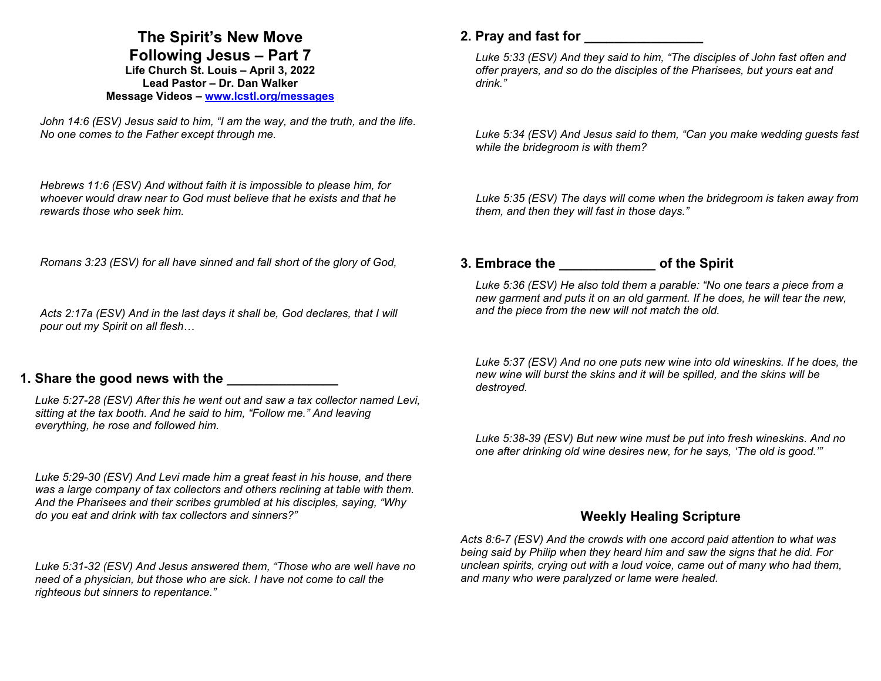# The Spirit's New Move

## Following Jesus – Part 7

**Life Church St. Louis – April 3, 2022**
**Lead Pastor – Dr. Dan Walker**
**Message Videos – [www.lcstl.org/messages](http://www.lcstl.org/messages)**

*John 14:6 (ESV) Jesus said to him, "I am the way, and the truth, and the life. No one comes to the Father except through me.*

*Hebrews 11:6 (ESV) And without faith it is impossible to please him, for whoever would draw near to God must believe that he exists and that he rewards those who seek him.*

*Romans 3:23 (ESV) for all have sinned and fall short of the glory of God,*

*Acts 2:17a (ESV) And in the last days it shall be, God declares, that I will pour out my Spirit on all flesh…*

## 1. Share the good news with the _______________

*Luke 5:27-28 (ESV) After this he went out and saw a tax collector named Levi, sitting at the tax booth. And he said to him, "Follow me." And leaving everything, he rose and followed him.*

*Luke 5:29-30 (ESV) And Levi made him a great feast in his house, and there was a large company of tax collectors and others reclining at table with them. And the Pharisees and their scribes grumbled at his disciples, saying, "Why do you eat and drink with tax collectors and sinners?"*

*Luke 5:31-32 (ESV) And Jesus answered them, "Those who are well have no need of a physician, but those who are sick. I have not come to call the righteous but sinners to repentance."*

## 2. Pray and fast for ________________

*Luke 5:33 (ESV) And they said to him, "The disciples of John fast often and offer prayers, and so do the disciples of the Pharisees, but yours eat and drink."*

*Luke 5:34 (ESV) And Jesus said to them, "Can you make wedding guests fast while the bridegroom is with them?*

*Luke 5:35 (ESV) The days will come when the bridegroom is taken away from them, and then they will fast in those days."*

## 3. Embrace the _____________ of the Spirit

*Luke 5:36 (ESV) He also told them a parable: "No one tears a piece from a new garment and puts it on an old garment. If he does, he will tear the new, and the piece from the new will not match the old.*

*Luke 5:37 (ESV) And no one puts new wine into old wineskins. If he does, the new wine will burst the skins and it will be spilled, and the skins will be destroyed.*

*Luke 5:38-39 (ESV) But new wine must be put into fresh wineskins. And no one after drinking old wine desires new, for he says, 'The old is good.'"*

## Weekly Healing Scripture

*Acts 8:6-7 (ESV) And the crowds with one accord paid attention to what was being said by Philip when they heard him and saw the signs that he did. For unclean spirits, crying out with a loud voice, came out of many who had them, and many who were paralyzed or lame were healed.*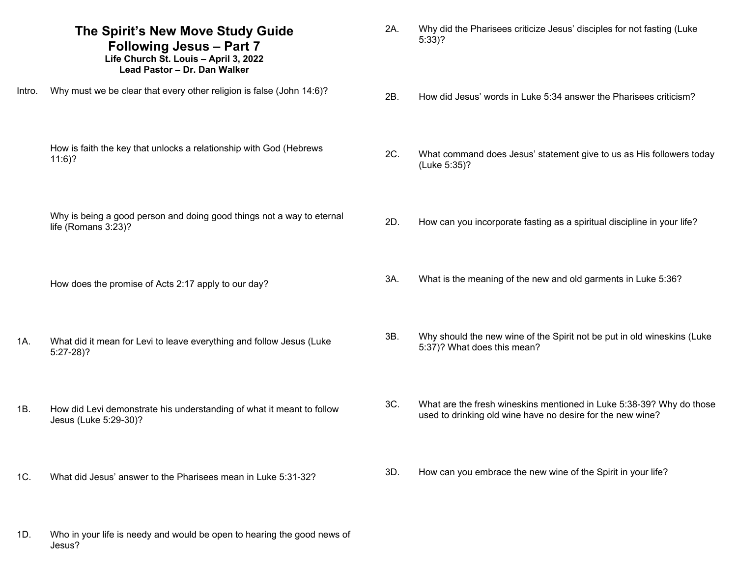# The Spirit's New Move Study Guide
## Following Jesus – Part 7
**Life Church St. Louis – April 3, 2022**
**Lead Pastor – Dr. Dan Walker**

Intro. Why must we be clear that every other religion is false (John 14:6)?

How is faith the key that unlocks a relationship with God (Hebrews 11:6)?

Why is being a good person and doing good things not a way to eternal life (Romans 3:23)?

How does the promise of Acts 2:17 apply to our day?

1A. What did it mean for Levi to leave everything and follow Jesus (Luke 5:27-28)?

1B. How did Levi demonstrate his understanding of what it meant to follow Jesus (Luke 5:29-30)?

1C. What did Jesus' answer to the Pharisees mean in Luke 5:31-32?

1D. Who in your life is needy and would be open to hearing the good news of Jesus?

2A. Why did the Pharisees criticize Jesus' disciples for not fasting (Luke 5:33)?

2B. How did Jesus' words in Luke 5:34 answer the Pharisees criticism?

2C. What command does Jesus' statement give to us as His followers today (Luke 5:35)?

2D. How can you incorporate fasting as a spiritual discipline in your life?

3A. What is the meaning of the new and old garments in Luke 5:36?

3B. Why should the new wine of the Spirit not be put in old wineskins (Luke 5:37)? What does this mean?

3C. What are the fresh wineskins mentioned in Luke 5:38-39? Why do those used to drinking old wine have no desire for the new wine?

3D. How can you embrace the new wine of the Spirit in your life?